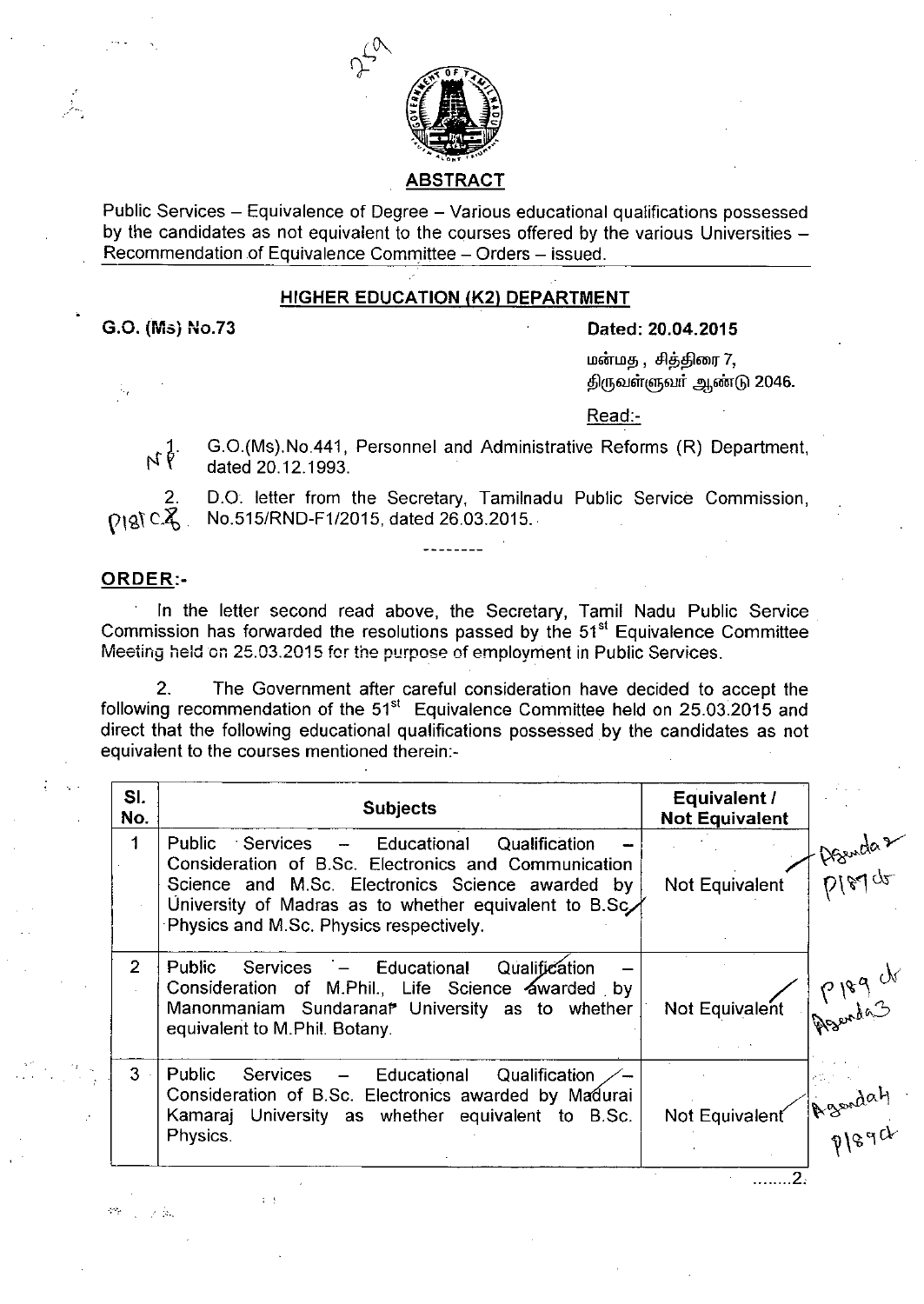# ABSTRACT

Public Services – Equivalence of Degree – Various educational qualifications possessed by the candidates as not equivalent to the courses offered by the various Universities – Recommendation of Equivalence Committee – Orders – issued.

## HIGHER EDUCATION (K2) DEPARTMENT

**G.O. (Ms) No.73** **Dated: 20.04.2015**

மன்மத , சித்திரை 7,
திருவள்ளுவர் ஆண்டு 2046.

Read:-

1. G.O.(Ms).No.441, Personnel and Administrative Reforms (R) Department, dated 20.12.1993.
2. D.O. letter from the Secretary, Tamilnadu Public Service Commission, No.515/RND-F1/2015, dated 26.03.2015.

--------

## ORDER:-

In the letter second read above, the Secretary, Tamil Nadu Public Service Commission has forwarded the resolutions passed by the 51st Equivalence Committee Meeting held on 25.03.2015 for the purpose of employment in Public Services.

2. The Government after careful consideration have decided to accept the following recommendation of the 51st Equivalence Committee held on 25.03.2015 and direct that the following educational qualifications possessed by the candidates as not equivalent to the courses mentioned therein:-

| Sl. No. | Subjects | Equivalent / Not Equivalent |
|---|---|---|
| 1 | Public Services – Educational Qualification – Consideration of B.Sc. Electronics and Communication Science and M.Sc. Electronics Science awarded by University of Madras as to whether equivalent to B.Sc. Physics and M.Sc. Physics respectively. | Not Equivalent |
| 2 | Public Services – Educational Qualification – Consideration of M.Phil., Life Science awarded by Manonmaniam Sundaranar University as to whether equivalent to M.Phil. Botany. | Not Equivalent |
| 3 | Public Services – Educational Qualification – Consideration of B.Sc. Electronics awarded by Madurai Kamaraj University as whether equivalent to B.Sc. Physics. | Not Equivalent |

........2.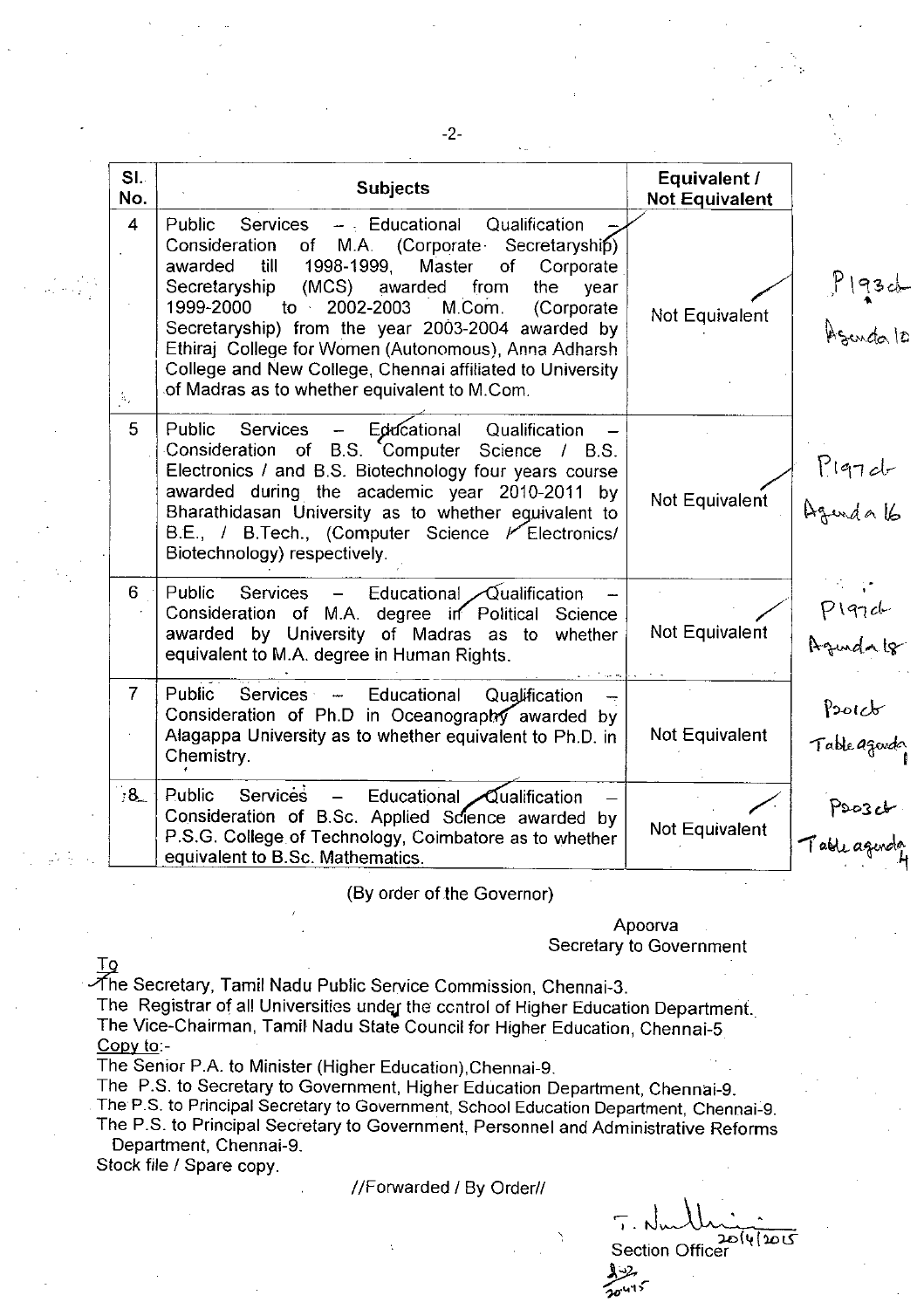| Sl. No. | Subjects | Equivalent / Not Equivalent |
|---|---|---|
| 4 | Public Services – Educational Qualification – Consideration of M.A. (Corporate Secretaryship) awarded till 1998-1999, Master of Corporate Secretaryship (MCS) awarded from the year 1999-2000 to 2002-2003 M.Com. (Corporate Secretaryship) from the year 2003-2004 awarded by Ethiraj College for Women (Autonomous), Anna Adharsh College and New College, Chennai affiliated to University of Madras as to whether equivalent to M.Com. | Not Equivalent |
| 5 | Public Services – Educational Qualification – Consideration of B.S. Computer Science / B.S. Electronics / and B.S. Biotechnology four years course awarded during the academic year 2010-2011 by Bharathidasan University as to whether equivalent to B.E., / B.Tech., (Computer Science / Electronics/ Biotechnology) respectively. | Not Equivalent |
| 6 | Public Services – Educational Qualification – Consideration of M.A. degree in Political Science awarded by University of Madras as to whether equivalent to M.A. degree in Human Rights. | Not Equivalent |
| 7 | Public Services – Educational Qualification – Consideration of Ph.D in Oceanography awarded by Alagappa University as to whether equivalent to Ph.D. in Chemistry. | Not Equivalent |
| 8 | Public Services – Educational Qualification – Consideration of B.Sc. Applied Science awarded by P.S.G. College of Technology, Coimbatore as to whether equivalent to B.Sc. Mathematics. | Not Equivalent |

(By order of the Governor)

Apoorva
Secretary to Government

To
The Secretary, Tamil Nadu Public Service Commission, Chennai-3.
The Registrar of all Universities under the control of Higher Education Department.
The Vice-Chairman, Tamil Nadu State Council for Higher Education, Chennai-5

Copy to:-
The Senior P.A. to Minister (Higher Education), Chennai-9.
The P.S. to Secretary to Government, Higher Education Department, Chennai-9.
The P.S. to Principal Secretary to Government, School Education Department, Chennai-9.
The P.S. to Principal Secretary to Government, Personnel and Administrative Reforms Department, Chennai-9.
Stock file / Spare copy.

//Forwarded / By Order//

Section Officer
20/4/2015